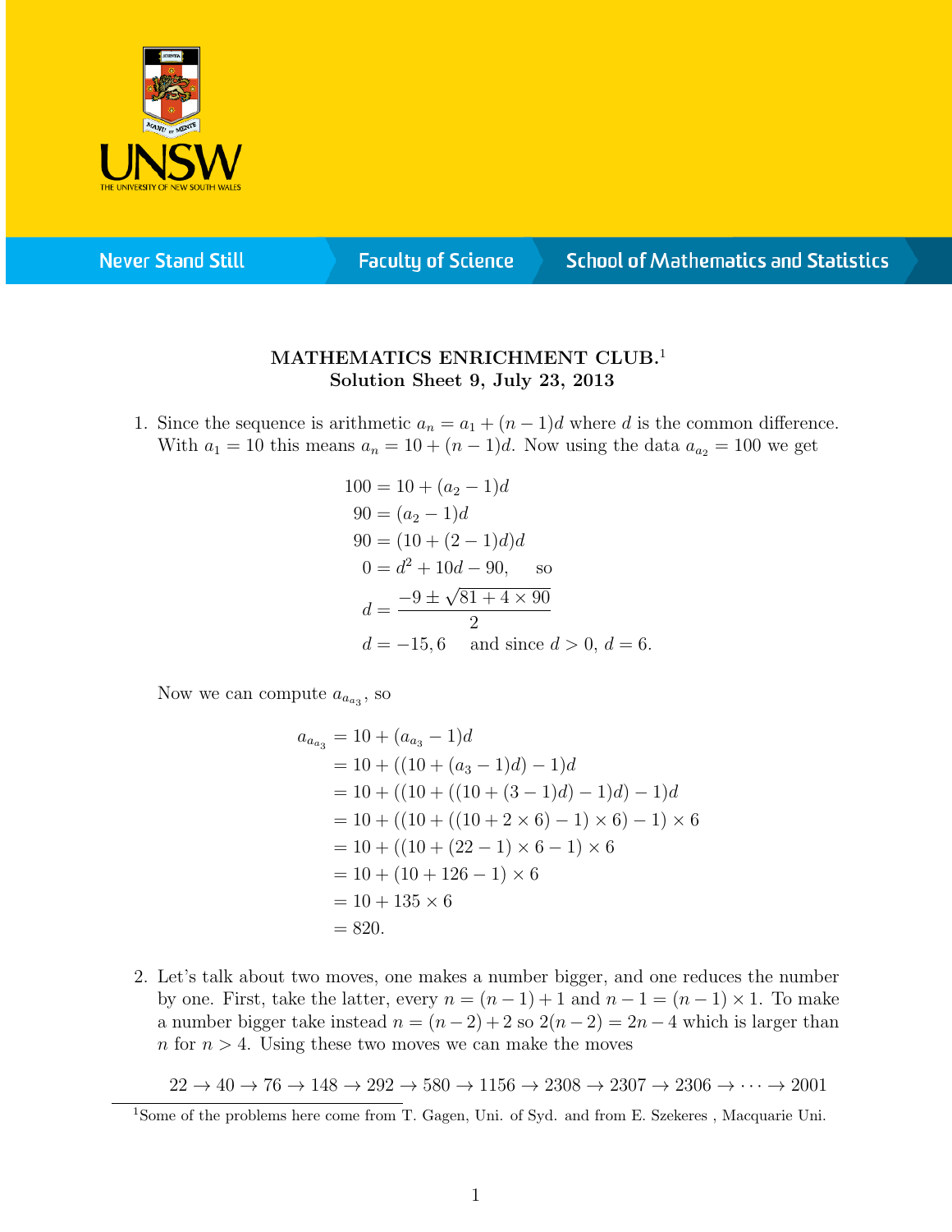# MATHEMATICS ENRICHMENT CLUB.[1]
## Solution Sheet 9, July 23, 2013

1. Since the sequence is arithmetic $a_n = a_1 + (n-1)d$ where $d$ is the common difference. With $a_1 = 10$ this means $a_n = 10 + (n-1)d$. Now using the data $a_{a_2} = 100$ we get

$$
\begin{aligned}
100 &= 10 + (a_2 - 1)d \\
90 &= (a_2 - 1)d \\
90 &= (10 + (2-1)d)d \\
0 &= d^2 + 10d - 90, \quad \text{so} \\
d &= \frac{-9 \pm \sqrt{81 + 4 \times 90}}{2} \\
d &= -15, 6 \quad \text{and since } d > 0,\ d = 6.
\end{aligned}
$$

Now we can compute $a_{a_{a_3}}$, so

$$
\begin{aligned}
a_{a_{a_3}} &= 10 + (a_{a_3} - 1)d \\
&= 10 + ((10 + (a_3 - 1)d) - 1)d \\
&= 10 + ((10 + ((10 + (3-1)d) - 1)d) - 1)d \\
&= 10 + ((10 + ((10 + 2 \times 6) - 1) \times 6) - 1) \times 6 \\
&= 10 + ((10 + (22 - 1) \times 6 - 1) \times 6 \\
&= 10 + (10 + 126 - 1) \times 6 \\
&= 10 + 135 \times 6 \\
&= 820.
\end{aligned}
$$

2. Let's talk about two moves, one makes a number bigger, and one reduces the number by one. First, take the latter, every $n = (n-1) + 1$ and $n - 1 = (n-1) \times 1$. To make a number bigger take instead $n = (n-2) + 2$ so $2(n-2) = 2n - 4$ which is larger than $n$ for $n > 4$. Using these two moves we can make the moves

$$22 \to 40 \to 76 \to 148 \to 292 \to 580 \to 1156 \to 2308 \to 2307 \to 2306 \to \cdots \to 2001$$

[1] Some of the problems here come from T. Gagen, Uni. of Syd. and from E. Szekeres , Macquarie Uni.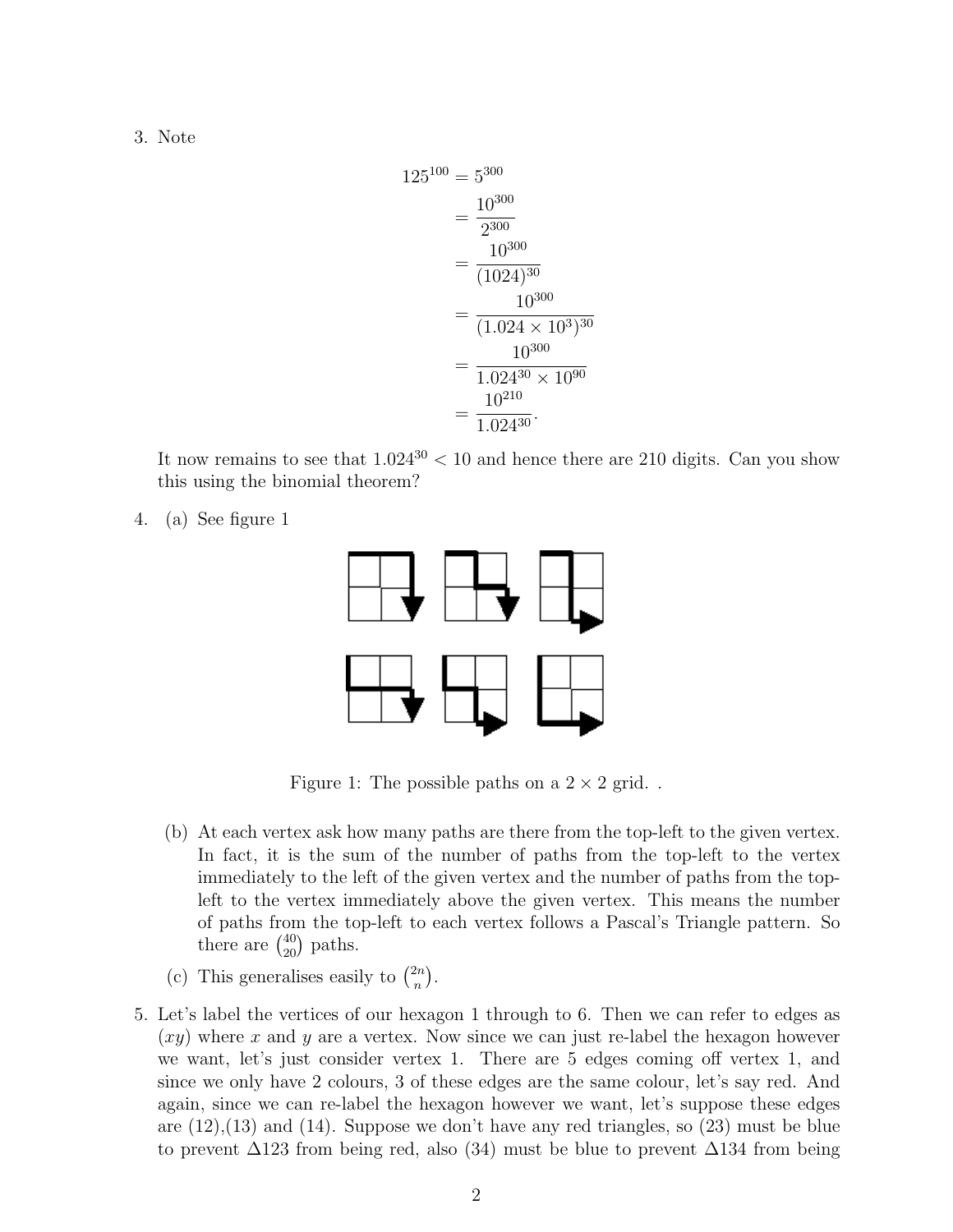3. Note

$$
\begin{aligned}
125^{100} &= 5^{300} \\
&= \frac{10^{300}}{2^{300}} \\
&= \frac{10^{300}}{(1024)^{30}} \\
&= \frac{10^{300}}{(1.024 \times 10^{3})^{30}} \\
&= \frac{10^{300}}{1.024^{30} \times 10^{90}} \\
&= \frac{10^{210}}{1.024^{30}}.
\end{aligned}
$$

It now remains to see that $1.024^{30} < 10$ and hence there are 210 digits. Can you show this using the binomial theorem?

4. (a) See figure 1

Figure 1: The possible paths on a $2 \times 2$ grid. .

(b) At each vertex ask how many paths are there from the top-left to the given vertex. In fact, it is the sum of the number of paths from the top-left to the vertex immediately to the left of the given vertex and the number of paths from the top-left to the vertex immediately above the given vertex. This means the number of paths from the top-left to each vertex follows a Pascal's Triangle pattern. So there are $\binom{40}{20}$ paths.

(c) This generalises easily to $\binom{2n}{n}$.

5. Let's label the vertices of our hexagon 1 through to 6. Then we can refer to edges as $(xy)$ where $x$ and $y$ are a vertex. Now since we can just re-label the hexagon however we want, let's just consider vertex 1. There are 5 edges coming off vertex 1, and since we only have 2 colours, 3 of these edges are the same colour, let's say red. And again, since we can re-label the hexagon however we want, let's suppose these edges are (12),(13) and (14). Suppose we don't have any red triangles, so (23) must be blue to prevent $\Delta 123$ from being red, also (34) must be blue to prevent $\Delta 134$ from being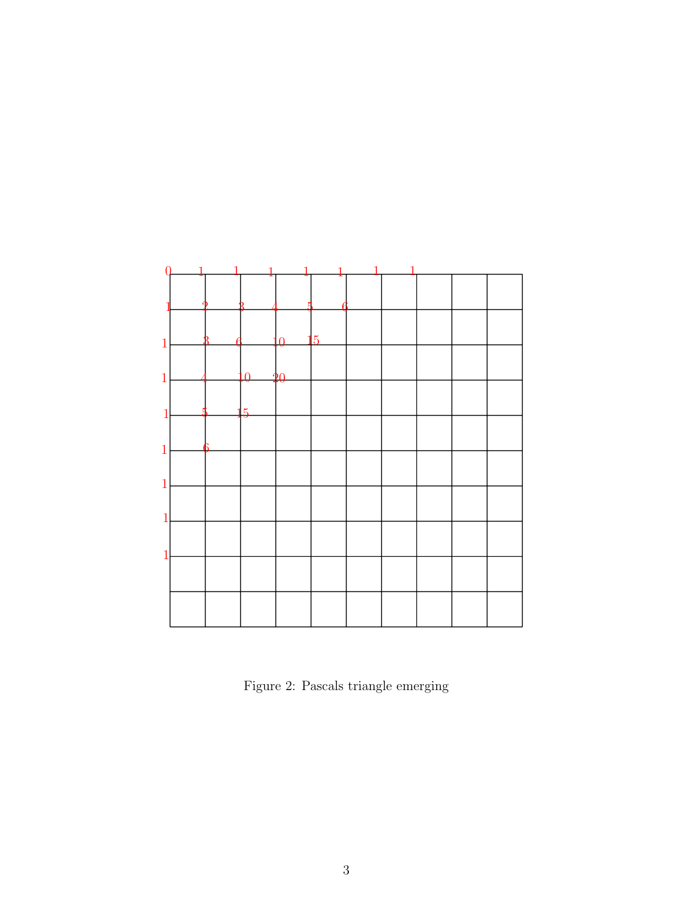Figure 2: Pascals triangle emerging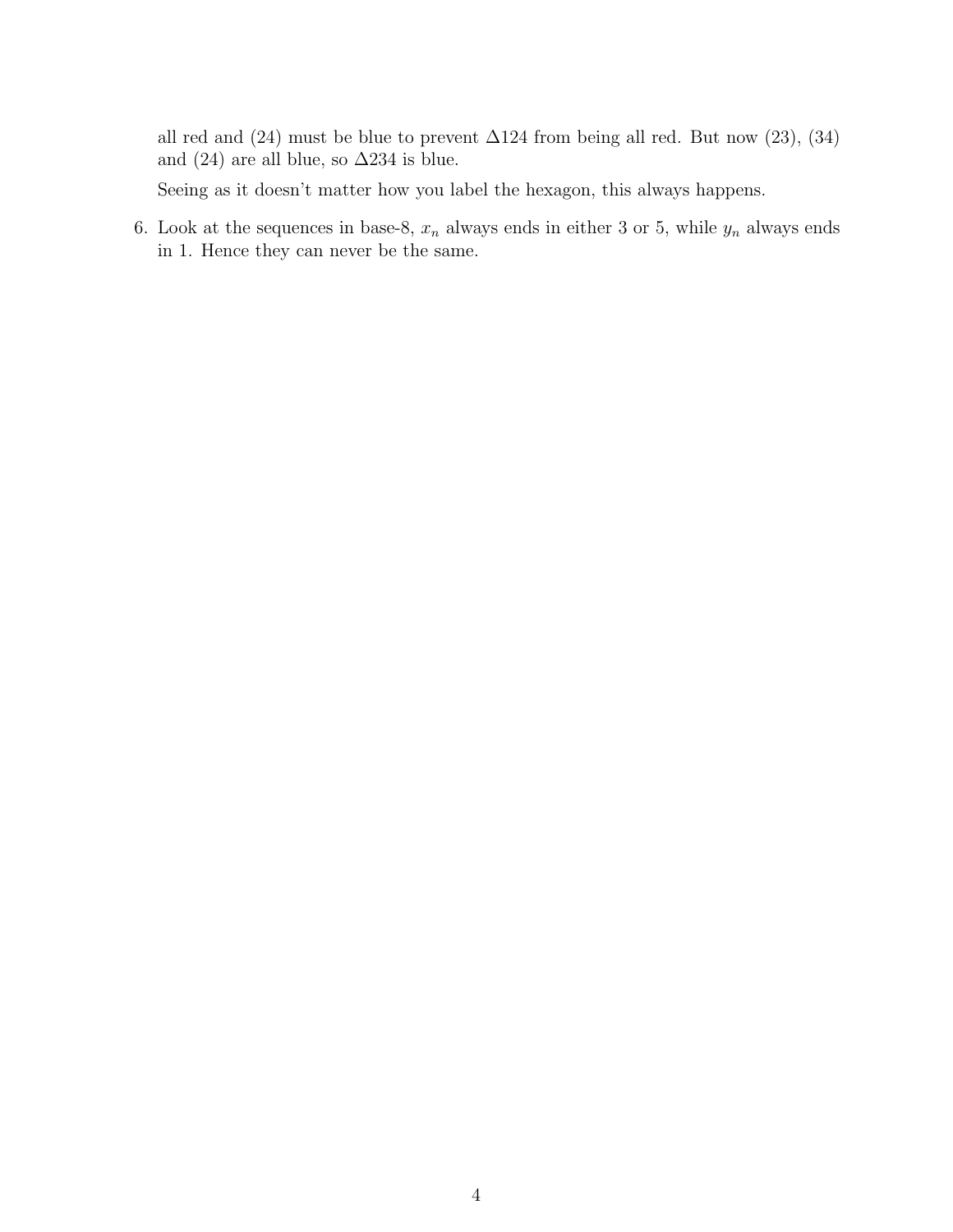all red and (24) must be blue to prevent $\Delta 124$ from being all red. But now (23), (34) and (24) are all blue, so $\Delta 234$ is blue.

Seeing as it doesn't matter how you label the hexagon, this always happens.

6. Look at the sequences in base-8, $x_n$ always ends in either 3 or 5, while $y_n$ always ends in 1. Hence they can never be the same.